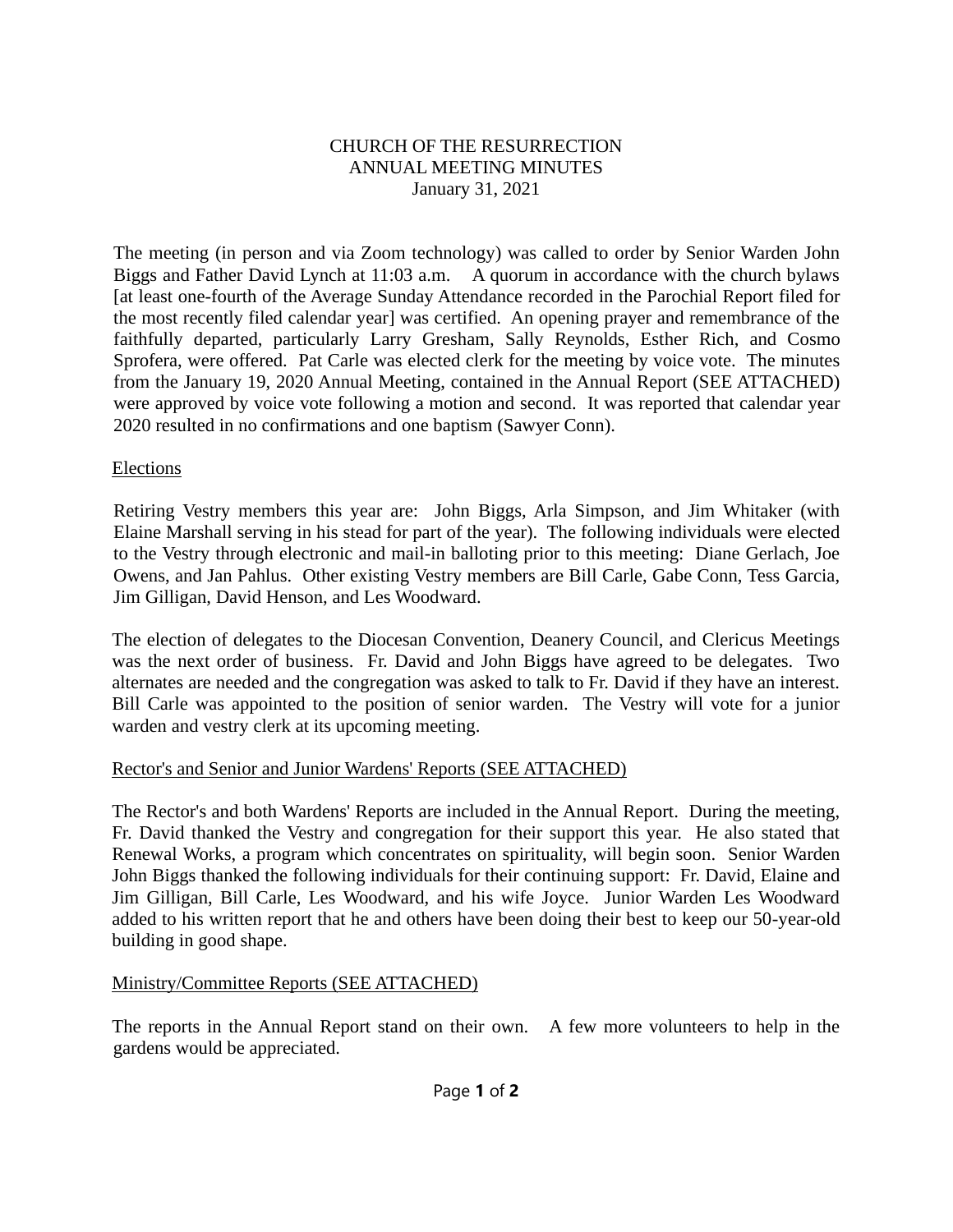# CHURCH OF THE RESURRECTION
## ANNUAL MEETING MINUTES
January 31, 2021

The meeting (in person and via Zoom technology) was called to order by Senior Warden John Biggs and Father David Lynch at 11:03 a.m. A quorum in accordance with the church bylaws [at least one-fourth of the Average Sunday Attendance recorded in the Parochial Report filed for the most recently filed calendar year] was certified. An opening prayer and remembrance of the faithfully departed, particularly Larry Gresham, Sally Reynolds, Esther Rich, and Cosmo Sprofera, were offered. Pat Carle was elected clerk for the meeting by voice vote. The minutes from the January 19, 2020 Annual Meeting, contained in the Annual Report (SEE ATTACHED) were approved by voice vote following a motion and second. It was reported that calendar year 2020 resulted in no confirmations and one baptism (Sawyer Conn).

<u>Elections</u>

Retiring Vestry members this year are: John Biggs, Arla Simpson, and Jim Whitaker (with Elaine Marshall serving in his stead for part of the year). The following individuals were elected to the Vestry through electronic and mail-in balloting prior to this meeting: Diane Gerlach, Joe Owens, and Jan Pahlus. Other existing Vestry members are Bill Carle, Gabe Conn, Tess Garcia, Jim Gilligan, David Henson, and Les Woodward.

The election of delegates to the Diocesan Convention, Deanery Council, and Clericus Meetings was the next order of business. Fr. David and John Biggs have agreed to be delegates. Two alternates are needed and the congregation was asked to talk to Fr. David if they have an interest. Bill Carle was appointed to the position of senior warden. The Vestry will vote for a junior warden and vestry clerk at its upcoming meeting.

<u>Rector's and Senior and Junior Wardens' Reports (SEE ATTACHED)</u>

The Rector's and both Wardens' Reports are included in the Annual Report. During the meeting, Fr. David thanked the Vestry and congregation for their support this year. He also stated that Renewal Works, a program which concentrates on spirituality, will begin soon. Senior Warden John Biggs thanked the following individuals for their continuing support: Fr. David, Elaine and Jim Gilligan, Bill Carle, Les Woodward, and his wife Joyce. Junior Warden Les Woodward added to his written report that he and others have been doing their best to keep our 50-year-old building in good shape.

<u>Ministry/Committee Reports (SEE ATTACHED)</u>

The reports in the Annual Report stand on their own. A few more volunteers to help in the gardens would be appreciated.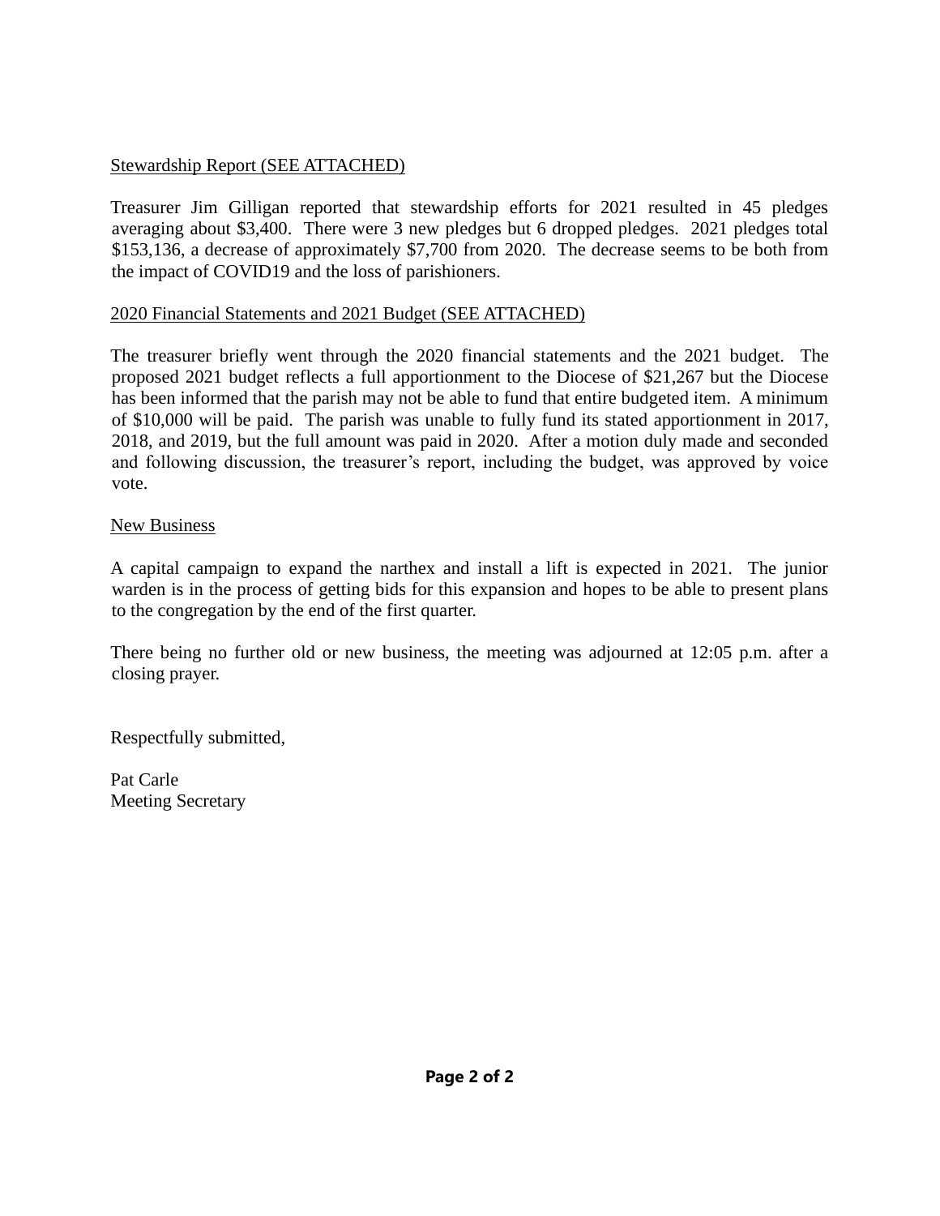<u>Stewardship Report (SEE ATTACHED)</u>

Treasurer Jim Gilligan reported that stewardship efforts for 2021 resulted in 45 pledges averaging about $3,400. There were 3 new pledges but 6 dropped pledges. 2021 pledges total $153,136, a decrease of approximately $7,700 from 2020. The decrease seems to be both from the impact of COVID19 and the loss of parishioners.

<u>2020 Financial Statements and 2021 Budget (SEE ATTACHED)</u>

The treasurer briefly went through the 2020 financial statements and the 2021 budget. The proposed 2021 budget reflects a full apportionment to the Diocese of $21,267 but the Diocese has been informed that the parish may not be able to fund that entire budgeted item. A minimum of $10,000 will be paid. The parish was unable to fully fund its stated apportionment in 2017, 2018, and 2019, but the full amount was paid in 2020. After a motion duly made and seconded and following discussion, the treasurer's report, including the budget, was approved by voice vote.

<u>New Business</u>

A capital campaign to expand the narthex and install a lift is expected in 2021. The junior warden is in the process of getting bids for this expansion and hopes to be able to present plans to the congregation by the end of the first quarter.

There being no further old or new business, the meeting was adjourned at 12:05 p.m. after a closing prayer.

Respectfully submitted,

Pat Carle
Meeting Secretary